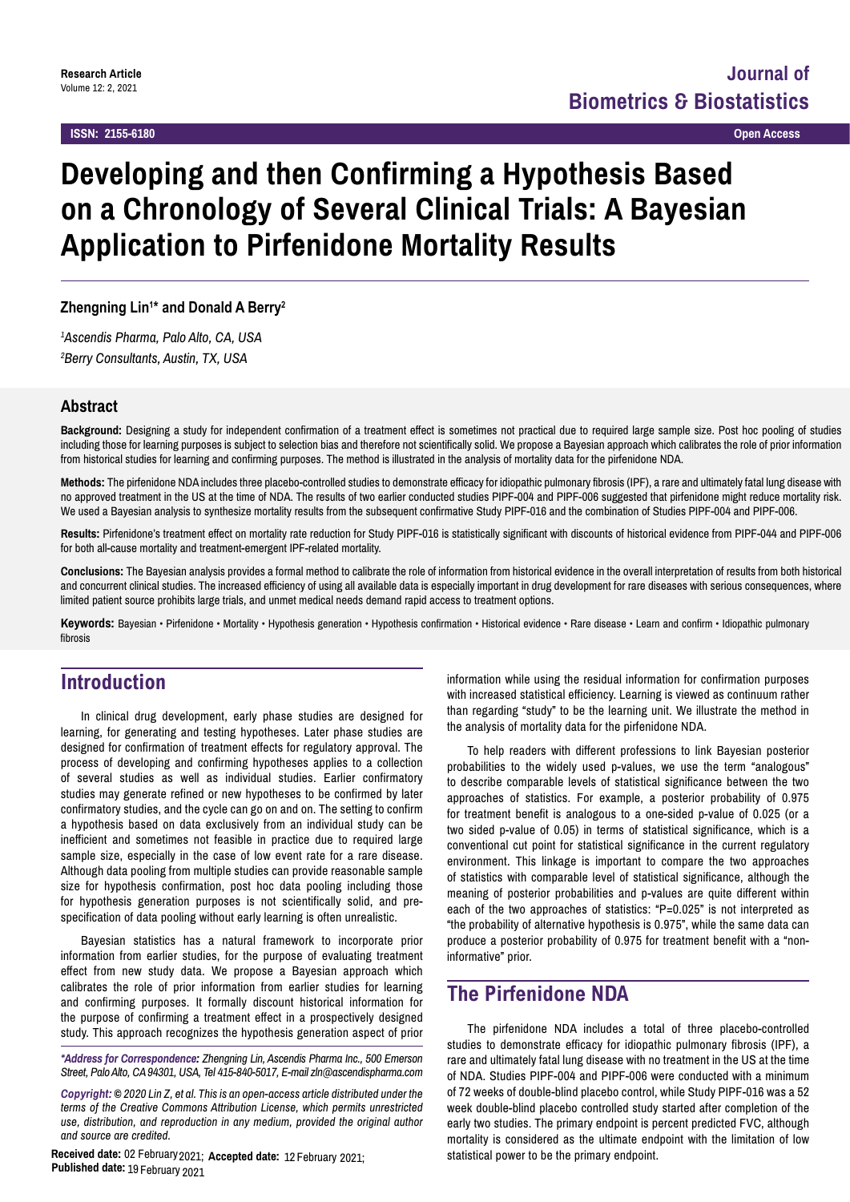**Research Article**
Volume 12: 2, 2021

**Journal of Biometrics & Biostatistics**

**ISSN: 2155-6180** **Open Access**

# Developing and then Confirming a Hypothesis Based on a Chronology of Several Clinical Trials: A Bayesian Application to Pirfenidone Mortality Results

**Zhengning Lin[1]* and Donald A Berry[2]**

*[1]Ascendis Pharma, Palo Alto, CA, USA*
*[2]Berry Consultants, Austin, TX, USA*

## Abstract

**Background:** Designing a study for independent confirmation of a treatment effect is sometimes not practical due to required large sample size. Post hoc pooling of studies including those for learning purposes is subject to selection bias and therefore not scientifically solid. We propose a Bayesian approach which calibrates the role of prior information from historical studies for learning and confirming purposes. The method is illustrated in the analysis of mortality data for the pirfenidone NDA.

**Methods:** The pirfenidone NDA includes three placebo-controlled studies to demonstrate efficacy for idiopathic pulmonary fibrosis (IPF), a rare and ultimately fatal lung disease with no approved treatment in the US at the time of NDA. The results of two earlier conducted studies PIPF-004 and PIPF-006 suggested that pirfenidone might reduce mortality risk. We used a Bayesian analysis to synthesize mortality results from the subsequent confirmative Study PIPF-016 and the combination of Studies PIPF-004 and PIPF-006.

**Results:** Pirfenidone's treatment effect on mortality rate reduction for Study PIPF-016 is statistically significant with discounts of historical evidence from PIPF-044 and PIPF-006 for both all-cause mortality and treatment-emergent IPF-related mortality.

**Conclusions:** The Bayesian analysis provides a formal method to calibrate the role of information from historical evidence in the overall interpretation of results from both historical and concurrent clinical studies. The increased efficiency of using all available data is especially important in drug development for rare diseases with serious consequences, where limited patient source prohibits large trials, and unmet medical needs demand rapid access to treatment options.

**Keywords:** Bayesian • Pirfenidone • Mortality • Hypothesis generation • Hypothesis confirmation • Historical evidence • Rare disease • Learn and confirm • Idiopathic pulmonary fibrosis

## Introduction

In clinical drug development, early phase studies are designed for learning, for generating and testing hypotheses. Later phase studies are designed for confirmation of treatment effects for regulatory approval. The process of developing and confirming hypotheses applies to a collection of several studies as well as individual studies. Earlier confirmatory studies may generate refined or new hypotheses to be confirmed by later confirmatory studies, and the cycle can go on and on. The setting to confirm a hypothesis based on data exclusively from an individual study can be inefficient and sometimes not feasible in practice due to required large sample size, especially in the case of low event rate for a rare disease. Although data pooling from multiple studies can provide reasonable sample size for hypothesis confirmation, post hoc data pooling including those for hypothesis generation purposes is not scientifically solid, and pre-specification of data pooling without early learning is often unrealistic.

Bayesian statistics has a natural framework to incorporate prior information from earlier studies, for the purpose of evaluating treatment effect from new study data. We propose a Bayesian approach which calibrates the role of prior information from earlier studies for learning and confirming purposes. It formally discount historical information for the purpose of confirming a treatment effect in a prospectively designed study. This approach recognizes the hypothesis generation aspect of prior information while using the residual information for confirmation purposes with increased statistical efficiency. Learning is viewed as continuum rather than regarding "study" to be the learning unit. We illustrate the method in the analysis of mortality data for the pirfenidone NDA.

To help readers with different professions to link Bayesian posterior probabilities to the widely used p-values, we use the term "analogous" to describe comparable levels of statistical significance between the two approaches of statistics. For example, a posterior probability of 0.975 for treatment benefit is analogous to a one-sided p-value of 0.025 (or a two sided p-value of 0.05) in terms of statistical significance, which is a conventional cut point for statistical significance in the current regulatory environment. This linkage is important to compare the two approaches of statistics with comparable level of statistical significance, although the meaning of posterior probabilities and p-values are quite different within each of the two approaches of statistics: "P=0.025" is not interpreted as "the probability of alternative hypothesis is 0.975", while the same data can produce a posterior probability of 0.975 for treatment benefit with a "non-informative" prior.

## The Pirfenidone NDA

The pirfenidone NDA includes a total of three placebo-controlled studies to demonstrate efficacy for idiopathic pulmonary fibrosis (IPF), a rare and ultimately fatal lung disease with no treatment in the US at the time of NDA. Studies PIPF-004 and PIPF-006 were conducted with a minimum of 72 weeks of double-blind placebo control, while Study PIPF-016 was a 52 week double-blind placebo controlled study started after completion of the early two studies. The primary endpoint is percent predicted FVC, although mortality is considered as the ultimate endpoint with the limitation of low statistical power to be the primary endpoint.

*\*Address for Correspondence: Zhengning Lin, Ascendis Pharma Inc., 500 Emerson Street, Palo Alto, CA 94301, USA, Tel 415-840-5017, E-mail zln@ascendispharma.com*

*Copyright: © 2020 Lin Z, et al. This is an open-access article distributed under the terms of the Creative Commons Attribution License, which permits unrestricted use, distribution, and reproduction in any medium, provided the original author and source are credited.*

**Received date:** 02 February 2021; **Accepted date:** 12 February 2021; **Published date:** 19 February 2021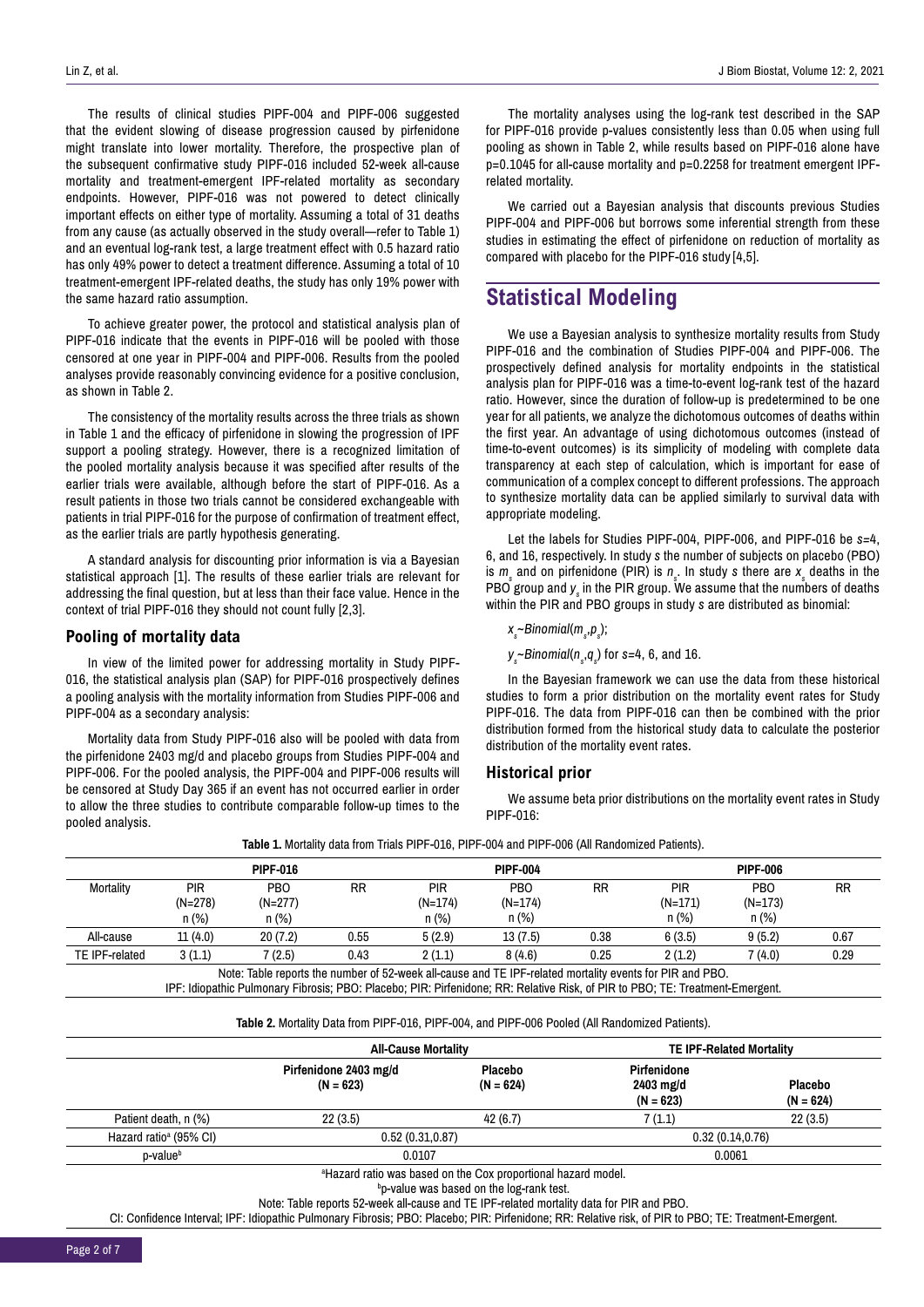The results of clinical studies PIPF-004 and PIPF-006 suggested that the evident slowing of disease progression caused by pirfenidone might translate into lower mortality. Therefore, the prospective plan of the subsequent confirmative study PIPF-016 included 52-week all-cause mortality and treatment-emergent IPF-related mortality as secondary endpoints. However, PIPF-016 was not powered to detect clinically important effects on either type of mortality. Assuming a total of 31 deaths from any cause (as actually observed in the study overall—refer to Table 1) and an eventual log-rank test, a large treatment effect with 0.5 hazard ratio has only 49% power to detect a treatment difference. Assuming a total of 10 treatment-emergent IPF-related deaths, the study has only 19% power with the same hazard ratio assumption.

To achieve greater power, the protocol and statistical analysis plan of PIPF-016 indicate that the events in PIPF-016 will be pooled with those censored at one year in PIPF-004 and PIPF-006. Results from the pooled analyses provide reasonably convincing evidence for a positive conclusion, as shown in Table 2.

The consistency of the mortality results across the three trials as shown in Table 1 and the efficacy of pirfenidone in slowing the progression of IPF support a pooling strategy. However, there is a recognized limitation of the pooled mortality analysis because it was specified after results of the earlier trials were available, although before the start of PIPF-016. As a result patients in those two trials cannot be considered exchangeable with patients in trial PIPF-016 for the purpose of confirmation of treatment effect, as the earlier trials are partly hypothesis generating.

A standard analysis for discounting prior information is via a Bayesian statistical approach [1]. The results of these earlier trials are relevant for addressing the final question, but at less than their face value. Hence in the context of trial PIPF-016 they should not count fully [2,3].

### Pooling of mortality data

In view of the limited power for addressing mortality in Study PIPF-016, the statistical analysis plan (SAP) for PIPF-016 prospectively defines a pooling analysis with the mortality information from Studies PIPF-006 and PIPF-004 as a secondary analysis:

Mortality data from Study PIPF-016 also will be pooled with data from the pirfenidone 2403 mg/d and placebo groups from Studies PIPF-004 and PIPF-006. For the pooled analysis, the PIPF-004 and PIPF-006 results will be censored at Study Day 365 if an event has not occurred earlier in order to allow the three studies to contribute comparable follow-up times to the pooled analysis.

The mortality analyses using the log-rank test described in the SAP for PIPF-016 provide p-values consistently less than 0.05 when using full pooling as shown in Table 2, while results based on PIPF-016 alone have p=0.1045 for all-cause mortality and p=0.2258 for treatment emergent IPF-related mortality.

We carried out a Bayesian analysis that discounts previous Studies PIPF-004 and PIPF-006 but borrows some inferential strength from these studies in estimating the effect of pirfenidone on reduction of mortality as compared with placebo for the PIPF-016 study [4,5].

## Statistical Modeling

We use a Bayesian analysis to synthesize mortality results from Study PIPF-016 and the combination of Studies PIPF-004 and PIPF-006. The prospectively defined analysis for mortality endpoints in the statistical analysis plan for PIPF-016 was a time-to-event log-rank test of the hazard ratio. However, since the duration of follow-up is predetermined to be one year for all patients, we analyze the dichotomous outcomes of deaths within the first year. An advantage of using dichotomous outcomes (instead of time-to-event outcomes) is its simplicity of modeling with complete data transparency at each step of calculation, which is important for ease of communication of a complex concept to different professions. The approach to synthesize mortality data can be applied similarly to survival data with appropriate modeling.

Let the labels for Studies PIPF-004, PIPF-006, and PIPF-016 be $s$=4, 6, and 16, respectively. In study $s$ the number of subjects on placebo (PBO) is $m_s$ and on pirfenidone (PIR) is $n_s$. In study $s$ there are $x_s$ deaths in the PBO group and $y_s$ in the PIR group. We assume that the numbers of deaths within the PIR and PBO groups in study $s$ are distributed as binomial:

$x_s \sim Binomial(m_s, p_s)$;

$y_s \sim Binomial(n_s, q_s)$ for $s$=4, 6, and 16.

In the Bayesian framework we can use the data from these historical studies to form a prior distribution on the mortality event rates for Study PIPF-016. The data from PIPF-016 can then be combined with the prior distribution formed from the historical study data to calculate the posterior distribution of the mortality event rates.

### Historical prior

We assume beta prior distributions on the mortality event rates in Study PIPF-016:

**Table 1.** Mortality data from Trials PIPF-016, PIPF-004 and PIPF-006 (All Randomized Patients).

| | PIPF-016 | | | PIPF-004 | | | PIPF-006 | | |
|---|---|---|---|---|---|---|---|---|---|
| Mortality | PIR (N=278) n (%) | PBO (N=277) n (%) | RR | PIR (N=174) n (%) | PBO (N=174) n (%) | RR | PIR (N=171) n (%) | PBO (N=173) n (%) | RR |
| All-cause | 11 (4.0) | 20 (7.2) | 0.55 | 5 (2.9) | 13 (7.5) | 0.38 | 6 (3.5) | 9 (5.2) | 0.67 |
| TE IPF-related | 3 (1.1) | 7 (2.5) | 0.43 | 2 (1.1) | 8 (4.6) | 0.25 | 2 (1.2) | 7 (4.0) | 0.29 |

Note: Table reports the number of 52-week all-cause and TE IPF-related mortality events for PIR and PBO.
IPF: Idiopathic Pulmonary Fibrosis; PBO: Placebo; PIR: Pirfenidone; RR: Relative Risk, of PIR to PBO; TE: Treatment-Emergent.

**Table 2.** Mortality Data from PIPF-016, PIPF-004, and PIPF-006 Pooled (All Randomized Patients).

| | All-Cause Mortality | | TE IPF-Related Mortality | |
|---|---|---|---|---|
| | Pirfenidone 2403 mg/d (N = 623) | Placebo (N = 624) | Pirfenidone 2403 mg/d (N = 623) | Placebo (N = 624) |
| Patient death, n (%) | 22 (3.5) | 42 (6.7) | 7 (1.1) | 22 (3.5) |
| Hazard ratio[a] (95% CI) | 0.52 (0.31,0.87) | | 0.32 (0.14,0.76) | |
| p-value[b] | 0.0107 | | 0.0061 | |

[a]Hazard ratio was based on the Cox proportional hazard model.

[b]p-value was based on the log-rank test.

Note: Table reports 52-week all-cause and TE IPF-related mortality data for PIR and PBO.

CI: Confidence Interval; IPF: Idiopathic Pulmonary Fibrosis; PBO: Placebo; PIR: Pirfenidone; RR: Relative risk, of PIR to PBO; TE: Treatment-Emergent.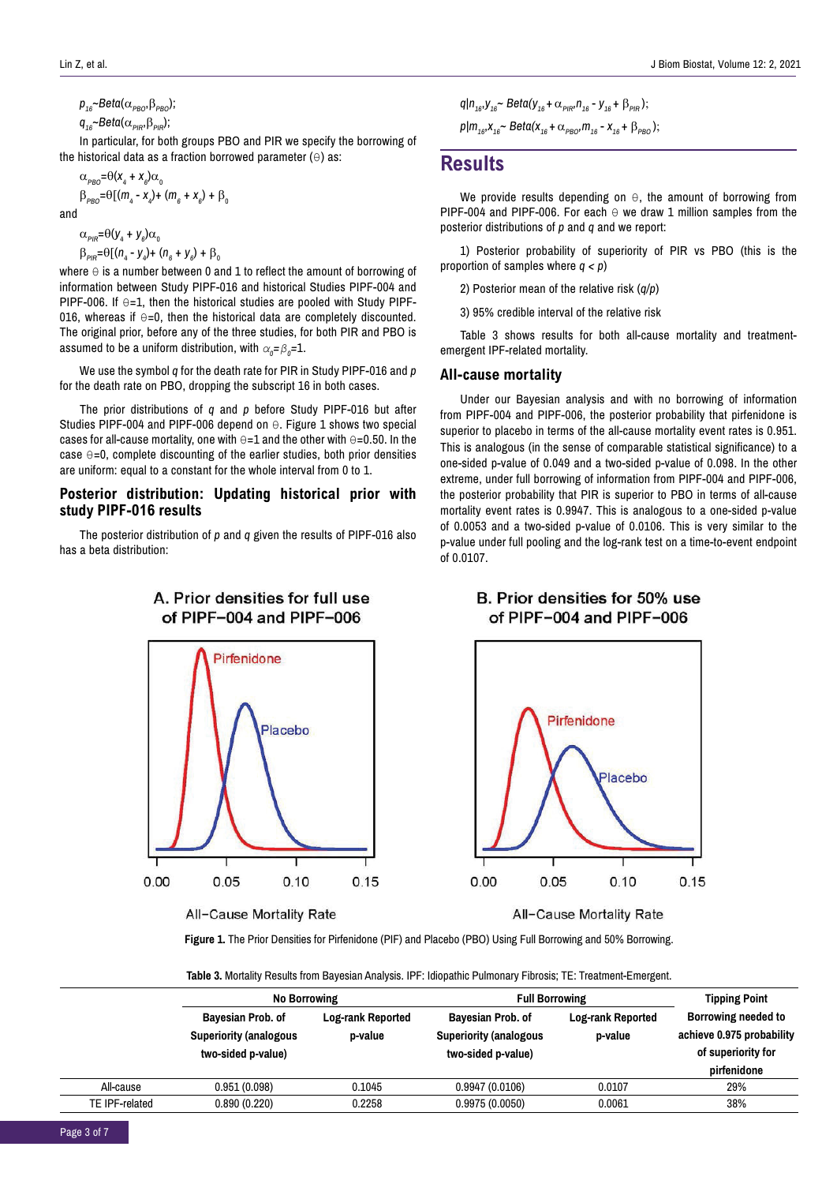$p_{16}$~$Beta(\alpha_{PBO}, \beta_{PBO})$;

$q_{16}$~$Beta(\alpha_{PIR}, \beta_{PIR})$;

In particular, for both groups PBO and PIR we specify the borrowing of the historical data as a fraction borrowed parameter (Θ) as:

$$\alpha_{PBO} = \Theta(x_4 + x_6)\alpha_0$$

$$\beta_{PBO} = \Theta[(m_4 - x_4) + (m_6 + x_6) + \beta_0$$

and

$$\alpha_{PIR} = \Theta(y_4 + y_6)\alpha_0$$

$$\beta_{PIR} = \Theta[(n_4 - y_4) + (n_6 + y_6) + \beta_0$$

where Θ is a number between 0 and 1 to reflect the amount of borrowing of information between Study PIPF-016 and historical Studies PIPF-004 and PIPF-006. If Θ=1, then the historical studies are pooled with Study PIPF-016, whereas if Θ=0, then the historical data are completely discounted. The original prior, before any of the three studies, for both PIR and PBO is assumed to be a uniform distribution, with $\alpha_0 = \beta_0 = 1$.

We use the symbol $q$ for the death rate for PIR in Study PIPF-016 and $p$ for the death rate on PBO, dropping the subscript 16 in both cases.

The prior distributions of $q$ and $p$ before Study PIPF-016 but after Studies PIPF-004 and PIPF-006 depend on Θ. Figure 1 shows two special cases for all-cause mortality, one with Θ=1 and the other with Θ=0.50. In the case Θ=0, complete discounting of the earlier studies, both prior densities are uniform: equal to a constant for the whole interval from 0 to 1.

### Posterior distribution: Updating historical prior with study PIPF-016 results

The posterior distribution of $p$ and $q$ given the results of PIPF-016 also has a beta distribution:

$$q|n_{16}, y_{16} \sim Beta(y_{16} + \alpha_{PIR}, n_{16} - y_{16} + \beta_{PIR});$$

$$p|m_{16}, x_{16} \sim Beta(x_{16} + \alpha_{PBO}, m_{16} - x_{16} + \beta_{PBO});$$

## Results

We provide results depending on Θ, the amount of borrowing from PIPF-004 and PIPF-006. For each Θ we draw 1 million samples from the posterior distributions of $p$ and $q$ and we report:

1) Posterior probability of superiority of PIR vs PBO (this is the proportion of samples where $q < p$)

2) Posterior mean of the relative risk ($q/p$)

3) 95% credible interval of the relative risk

Table 3 shows results for both all-cause mortality and treatment-emergent IPF-related mortality.

### All-cause mortality

Under our Bayesian analysis and with no borrowing of information from PIPF-004 and PIPF-006, the posterior probability that pirfenidone is superior to placebo in terms of the all-cause mortality event rates is 0.951. This is analogous (in the sense of comparable statistical significance) to a one-sided p-value of 0.049 and a two-sided p-value of 0.098. In the other extreme, under full borrowing of information from PIPF-004 and PIPF-006, the posterior probability that PIR is superior to PBO in terms of all-cause mortality event rates is 0.9947. This is analogous to a one-sided p-value of 0.0053 and a two-sided p-value of 0.0106. This is very similar to the p-value under full pooling and the log-rank test on a time-to-event endpoint of 0.0107.

**Figure 1.** The Prior Densities for Pirfenidone (PIF) and Placebo (PBO) Using Full Borrowing and 50% Borrowing.

**Table 3.** Mortality Results from Bayesian Analysis. IPF: Idiopathic Pulmonary Fibrosis; TE: Treatment-Emergent.

| | No Borrowing | | Full Borrowing | | Tipping Point |
|---|---|---|---|---|---|
| | Bayesian Prob. of Superiority (analogous two-sided p-value) | Log-rank Reported p-value | Bayesian Prob. of Superiority (analogous two-sided p-value) | Log-rank Reported p-value | Borrowing needed to achieve 0.975 probability of superiority for pirfenidone |
| All-cause | 0.951 (0.098) | 0.1045 | 0.9947 (0.0106) | 0.0107 | 29% |
| TE IPF-related | 0.890 (0.220) | 0.2258 | 0.9975 (0.0050) | 0.0061 | 38% |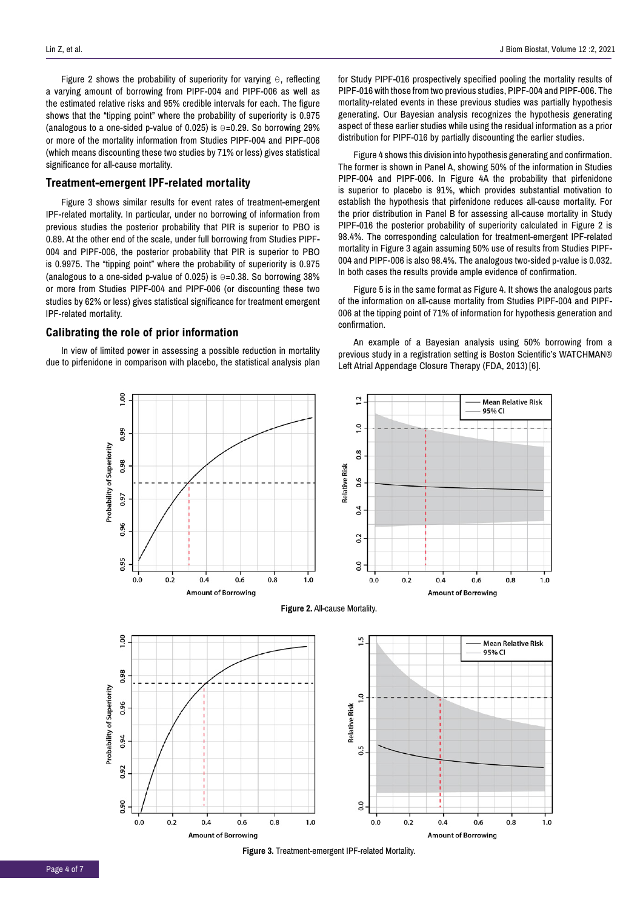Figure 2 shows the probability of superiority for varying $\Theta$, reflecting a varying amount of borrowing from PIPF-004 and PIPF-006 as well as the estimated relative risks and 95% credible intervals for each. The figure shows that the "tipping point" where the probability of superiority is 0.975 (analogous to a one-sided p-value of 0.025) is $\Theta$=0.29. So borrowing 29% or more of the mortality information from Studies PIPF-004 and PIPF-006 (which means discounting these two studies by 71% or less) gives statistical significance for all-cause mortality.

## Treatment-emergent IPF-related mortality

Figure 3 shows similar results for event rates of treatment-emergent IPF-related mortality. In particular, under no borrowing of information from previous studies the posterior probability that PIR is superior to PBO is 0.89. At the other end of the scale, under full borrowing from Studies PIPF-004 and PIPF-006, the posterior probability that PIR is superior to PBO is 0.9975. The "tipping point" where the probability of superiority is 0.975 (analogous to a one-sided p-value of 0.025) is $\Theta$=0.38. So borrowing 38% or more from Studies PIPF-004 and PIPF-006 (or discounting these two studies by 62% or less) gives statistical significance for treatment emergent IPF-related mortality.

## Calibrating the role of prior information

In view of limited power in assessing a possible reduction in mortality due to pirfenidone in comparison with placebo, the statistical analysis plan for Study PIPF-016 prospectively specified pooling the mortality results of PIPF-016 with those from two previous studies, PIPF-004 and PIPF-006. The mortality-related events in these previous studies was partially hypothesis generating. Our Bayesian analysis recognizes the hypothesis generating aspect of these earlier studies while using the residual information as a prior distribution for PIPF-016 by partially discounting the earlier studies.

Figure 4 shows this division into hypothesis generating and confirmation. The former is shown in Panel A, showing 50% of the information in Studies PIPF-004 and PIPF-006. In Figure 4A the probability that pirfenidone is superior to placebo is 91%, which provides substantial motivation to establish the hypothesis that pirfenidone reduces all-cause mortality. For the prior distribution in Panel B for assessing all-cause mortality in Study PIPF-016 the posterior probability of superiority calculated in Figure 2 is 98.4%. The corresponding calculation for treatment-emergent IPF-related mortality in Figure 3 again assuming 50% use of results from Studies PIPF-004 and PIPF-006 is also 98.4%. The analogous two-sided p-value is 0.032. In both cases the results provide ample evidence of confirmation.

Figure 5 is in the same format as Figure 4. It shows the analogous parts of the information on all-cause mortality from Studies PIPF-004 and PIPF-006 at the tipping point of 71% of information for hypothesis generation and confirmation.

An example of a Bayesian analysis using 50% borrowing from a previous study in a registration setting is Boston Scientific's WATCHMAN® Left Atrial Appendage Closure Therapy (FDA, 2013) [6].

**Figure 2.** All-cause Mortality.

**Figure 3.** Treatment-emergent IPF-related Mortality.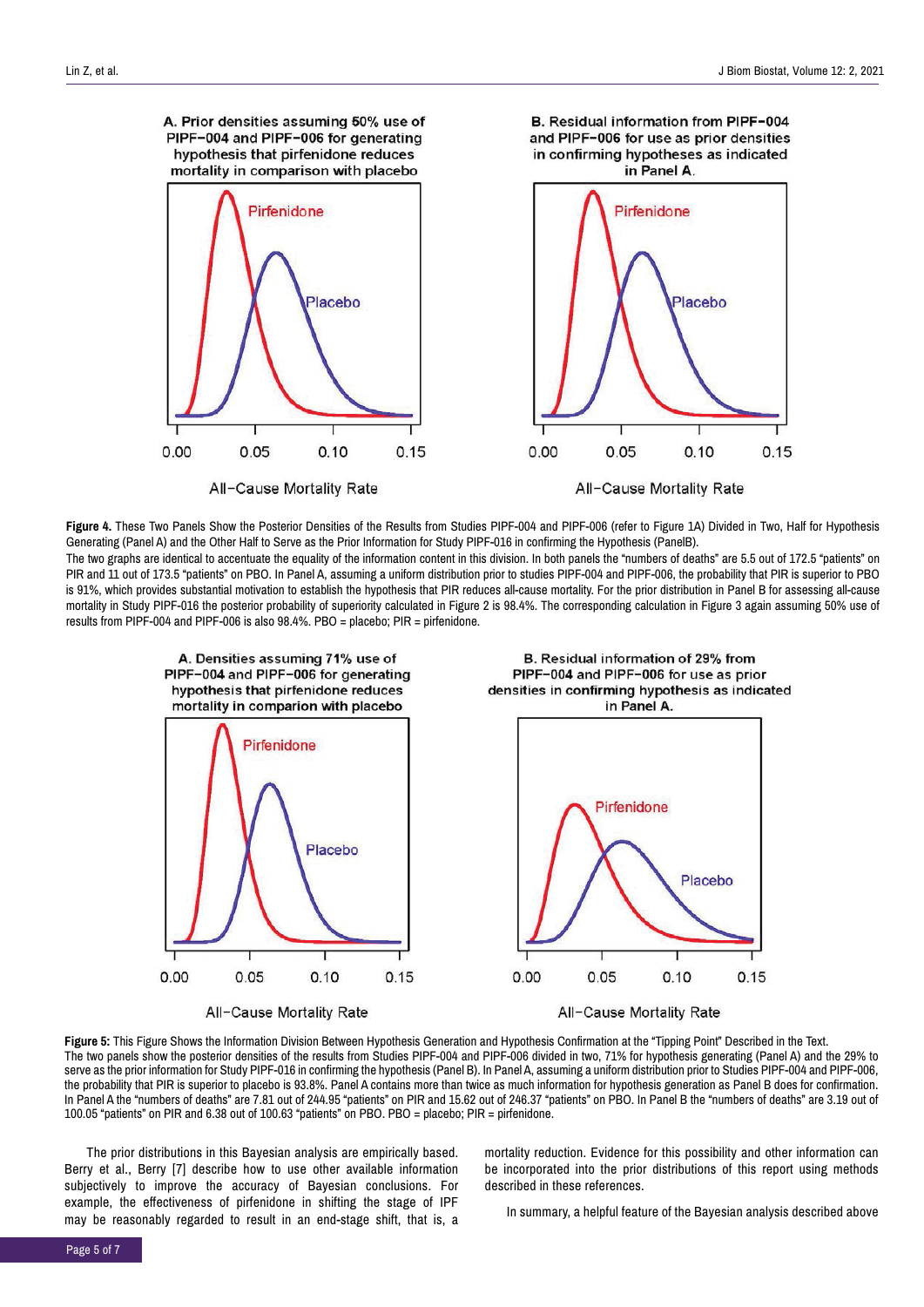**Figure 4.** These Two Panels Show the Posterior Densities of the Results from Studies PIPF-004 and PIPF-006 (refer to Figure 1A) Divided in Two, Half for Hypothesis Generating (Panel A) and the Other Half to Serve as the Prior Information for Study PIPF-016 in confirming the Hypothesis (PanelB).

The two graphs are identical to accentuate the equality of the information content in this division. In both panels the "numbers of deaths" are 5.5 out of 172.5 "patients" on PIR and 11 out of 173.5 "patients" on PBO. In Panel A, assuming a uniform distribution prior to studies PIPF-004 and PIPF-006, the probability that PIR is superior to PBO is 91%, which provides substantial motivation to establish the hypothesis that PIR reduces all-cause mortality. For the prior distribution in Panel B for assessing all-cause mortality in Study PIPF-016 the posterior probability of superiority calculated in Figure 2 is 98.4%. The corresponding calculation in Figure 3 again assuming 50% use of results from PIPF-004 and PIPF-006 is also 98.4%. PBO = placebo; PIR = pirfenidone.

**Figure 5:** This Figure Shows the Information Division Between Hypothesis Generation and Hypothesis Confirmation at the "Tipping Point" Described in the Text.

The two panels show the posterior densities of the results from Studies PIPF-004 and PIPF-006 divided in two, 71% for hypothesis generating (Panel A) and the 29% to serve as the prior information for Study PIPF-016 in confirming the hypothesis (Panel B). In Panel A, assuming a uniform distribution prior to Studies PIPF-004 and PIPF-006, the probability that PIR is superior to placebo is 93.8%. Panel A contains more than twice as much information for hypothesis generation as Panel B does for confirmation. In Panel A the "numbers of deaths" are 7.81 out of 244.95 "patients" on PIR and 15.62 out of 246.37 "patients" on PBO. In Panel B the "numbers of deaths" are 3.19 out of 100.05 "patients" on PIR and 6.38 out of 100.63 "patients" on PBO. PBO = placebo; PIR = pirfenidone.

The prior distributions in this Bayesian analysis are empirically based. Berry et al., Berry [7] describe how to use other available information subjectively to improve the accuracy of Bayesian conclusions. For example, the effectiveness of pirfenidone in shifting the stage of IPF may be reasonably regarded to result in an end-stage shift, that is, a mortality reduction. Evidence for this possibility and other information can be incorporated into the prior distributions of this report using methods described in these references.

In summary, a helpful feature of the Bayesian analysis described above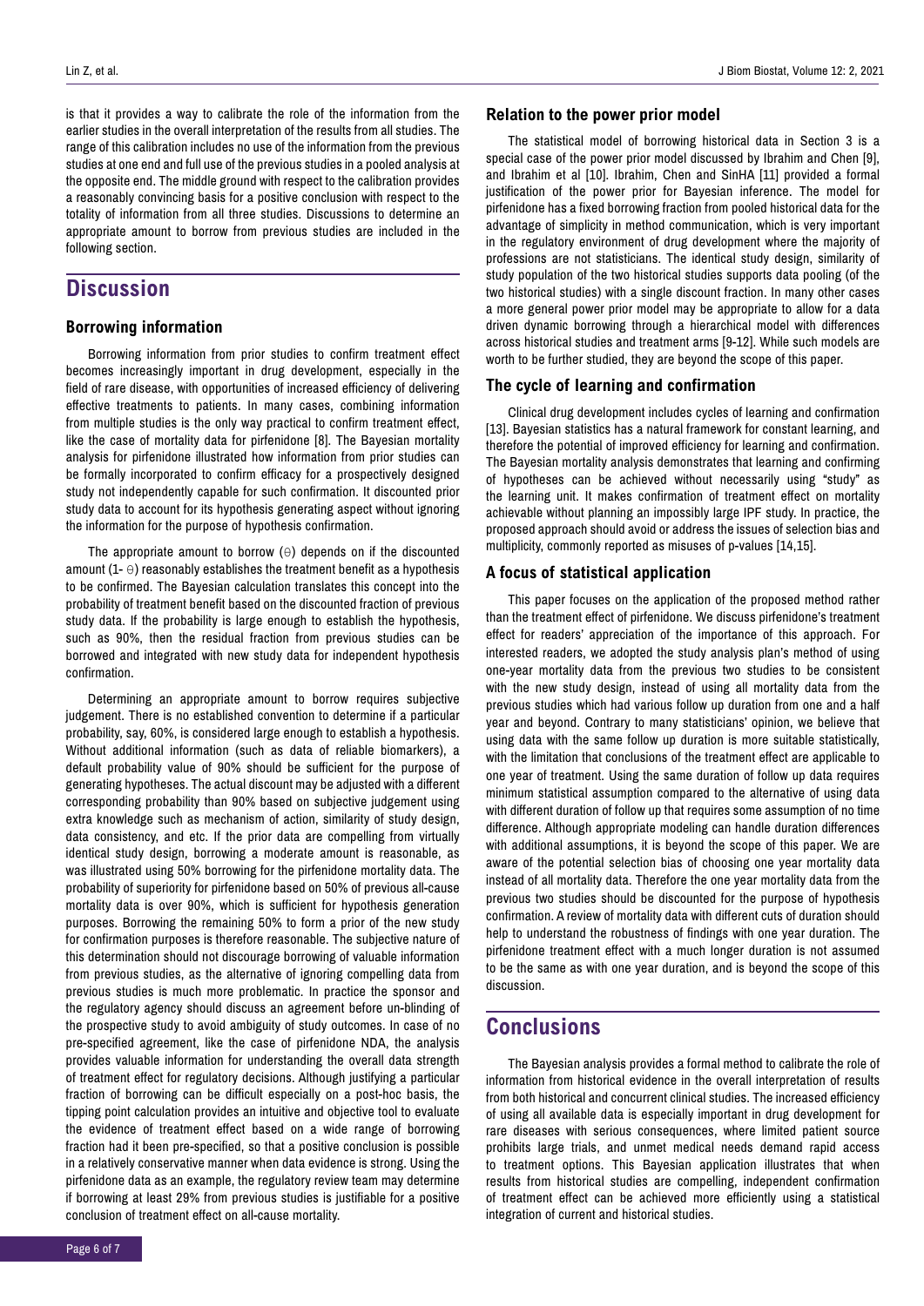is that it provides a way to calibrate the role of the information from the earlier studies in the overall interpretation of the results from all studies. The range of this calibration includes no use of the information from the previous studies at one end and full use of the previous studies in a pooled analysis at the opposite end. The middle ground with respect to the calibration provides a reasonably convincing basis for a positive conclusion with respect to the totality of information from all three studies. Discussions to determine an appropriate amount to borrow from previous studies are included in the following section.

## Discussion

### Borrowing information

Borrowing information from prior studies to confirm treatment effect becomes increasingly important in drug development, especially in the field of rare disease, with opportunities of increased efficiency of delivering effective treatments to patients. In many cases, combining information from multiple studies is the only way practical to confirm treatment effect, like the case of mortality data for pirfenidone [8]. The Bayesian mortality analysis for pirfenidone illustrated how information from prior studies can be formally incorporated to confirm efficacy for a prospectively designed study not independently capable for such confirmation. It discounted prior study data to account for its hypothesis generating aspect without ignoring the information for the purpose of hypothesis confirmation.

The appropriate amount to borrow ($\theta$) depends on if the discounted amount ($1-\theta$) reasonably establishes the treatment benefit as a hypothesis to be confirmed. The Bayesian calculation translates this concept into the probability of treatment benefit based on the discounted fraction of previous study data. If the probability is large enough to establish the hypothesis, such as 90%, then the residual fraction from previous studies can be borrowed and integrated with new study data for independent hypothesis confirmation.

Determining an appropriate amount to borrow requires subjective judgement. There is no established convention to determine if a particular probability, say, 60%, is considered large enough to establish a hypothesis. Without additional information (such as data of reliable biomarkers), a default probability value of 90% should be sufficient for the purpose of generating hypotheses. The actual discount may be adjusted with a different corresponding probability than 90% based on subjective judgement using extra knowledge such as mechanism of action, similarity of study design, data consistency, and etc. If the prior data are compelling from virtually identical study design, borrowing a moderate amount is reasonable, as was illustrated using 50% borrowing for the pirfenidone mortality data. The probability of superiority for pirfenidone based on 50% of previous all-cause mortality data is over 90%, which is sufficient for hypothesis generation purposes. Borrowing the remaining 50% to form a prior of the new study for confirmation purposes is therefore reasonable. The subjective nature of this determination should not discourage borrowing of valuable information from previous studies, as the alternative of ignoring compelling data from previous studies is much more problematic. In practice the sponsor and the regulatory agency should discuss an agreement before un-blinding of the prospective study to avoid ambiguity of study outcomes. In case of no pre-specified agreement, like the case of pirfenidone NDA, the analysis provides valuable information for understanding the overall data strength of treatment effect for regulatory decisions. Although justifying a particular fraction of borrowing can be difficult especially on a post-hoc basis, the tipping point calculation provides an intuitive and objective tool to evaluate the evidence of treatment effect based on a wide range of borrowing fraction had it been pre-specified, so that a positive conclusion is possible in a relatively conservative manner when data evidence is strong. Using the pirfenidone data as an example, the regulatory review team may determine if borrowing at least 29% from previous studies is justifiable for a positive conclusion of treatment effect on all-cause mortality.

### Relation to the power prior model

The statistical model of borrowing historical data in Section 3 is a special case of the power prior model discussed by Ibrahim and Chen [9], and Ibrahim et al [10]. Ibrahim, Chen and SinHA [11] provided a formal justification of the power prior for Bayesian inference. The model for pirfenidone has a fixed borrowing fraction from pooled historical data for the advantage of simplicity in method communication, which is very important in the regulatory environment of drug development where the majority of professions are not statisticians. The identical study design, similarity of study population of the two historical studies supports data pooling (of the two historical studies) with a single discount fraction. In many other cases a more general power prior model may be appropriate to allow for a data driven dynamic borrowing through a hierarchical model with differences across historical studies and treatment arms [9-12]. While such models are worth to be further studied, they are beyond the scope of this paper.

### The cycle of learning and confirmation

Clinical drug development includes cycles of learning and confirmation [13]. Bayesian statistics has a natural framework for constant learning, and therefore the potential of improved efficiency for learning and confirmation. The Bayesian mortality analysis demonstrates that learning and confirming of hypotheses can be achieved without necessarily using "study" as the learning unit. It makes confirmation of treatment effect on mortality achievable without planning an impossibly large IPF study. In practice, the proposed approach should avoid or address the issues of selection bias and multiplicity, commonly reported as misuses of p-values [14,15].

### A focus of statistical application

This paper focuses on the application of the proposed method rather than the treatment effect of pirfenidone. We discuss pirfenidone's treatment effect for readers' appreciation of the importance of this approach. For interested readers, we adopted the study analysis plan's method of using one-year mortality data from the previous two studies to be consistent with the new study design, instead of using all mortality data from the previous studies which had various follow up duration from one and a half year and beyond. Contrary to many statisticians' opinion, we believe that using data with the same follow up duration is more suitable statistically, with the limitation that conclusions of the treatment effect are applicable to one year of treatment. Using the same duration of follow up data requires minimum statistical assumption compared to the alternative of using data with different duration of follow up that requires some assumption of no time difference. Although appropriate modeling can handle duration differences with additional assumptions, it is beyond the scope of this paper. We are aware of the potential selection bias of choosing one year mortality data instead of all mortality data. Therefore the one year mortality data from the previous two studies should be discounted for the purpose of hypothesis confirmation. A review of mortality data with different cuts of duration should help to understand the robustness of findings with one year duration. The pirfenidone treatment effect with a much longer duration is not assumed to be the same as with one year duration, and is beyond the scope of this discussion.

## Conclusions

The Bayesian analysis provides a formal method to calibrate the role of information from historical evidence in the overall interpretation of results from both historical and concurrent clinical studies. The increased efficiency of using all available data is especially important in drug development for rare diseases with serious consequences, where limited patient source prohibits large trials, and unmet medical needs demand rapid access to treatment options. This Bayesian application illustrates that when results from historical studies are compelling, independent confirmation of treatment effect can be achieved more efficiently using a statistical integration of current and historical studies.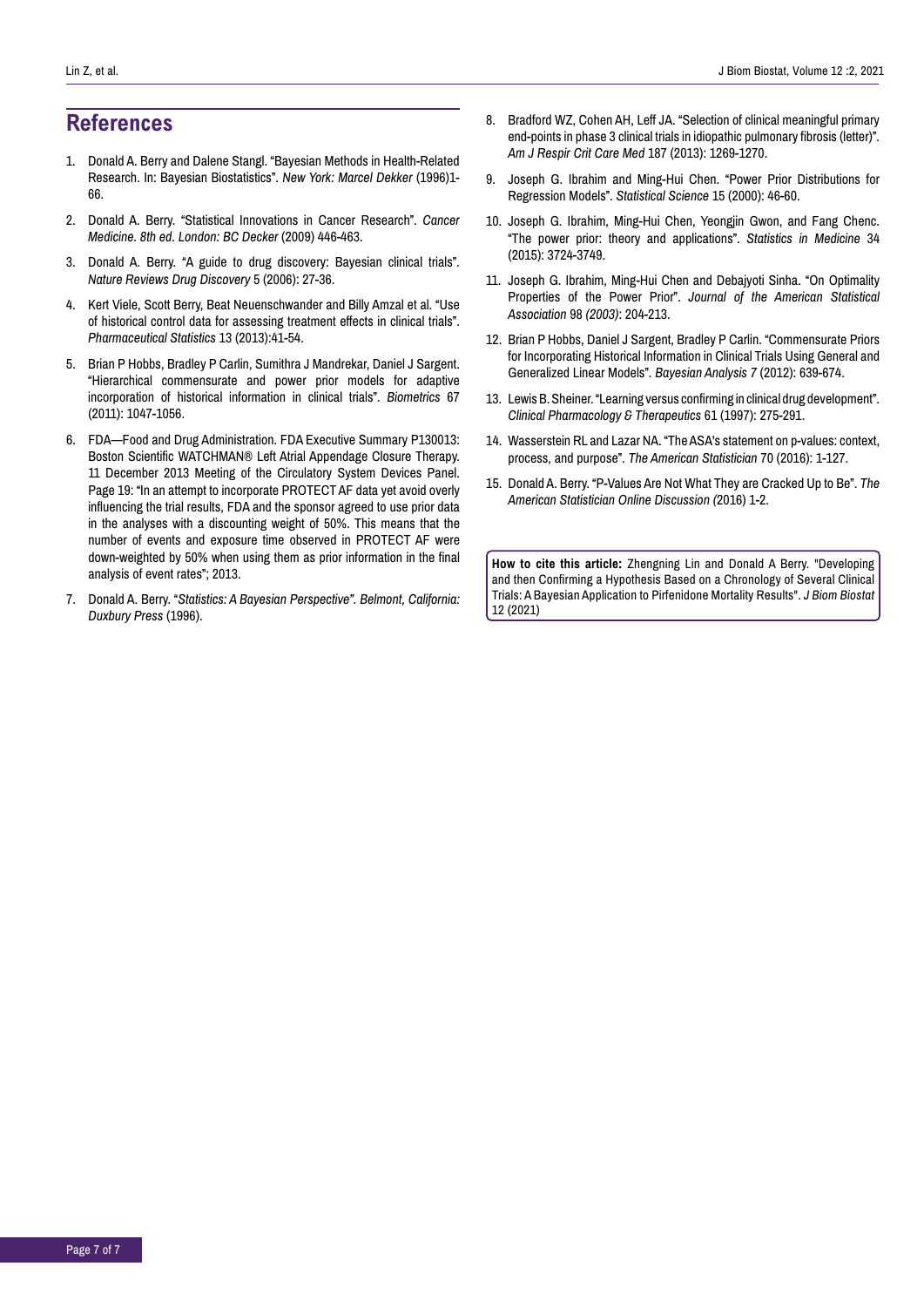## References

1. Donald A. Berry and Dalene Stangl. "Bayesian Methods in Health-Related Research. In: Bayesian Biostatistics". *New York: Marcel Dekker* (1996)1-66.
2. Donald A. Berry. "Statistical Innovations in Cancer Research". *Cancer Medicine. 8th ed. London: BC Decker* (2009) 446-463.
3. Donald A. Berry. "A guide to drug discovery: Bayesian clinical trials". *Nature Reviews Drug Discovery* 5 (2006): 27-36.
4. Kert Viele, Scott Berry, Beat Neuenschwander and Billy Amzal et al. "Use of historical control data for assessing treatment effects in clinical trials". *Pharmaceutical Statistics* 13 (2013):41-54.
5. Brian P Hobbs, Bradley P Carlin, Sumithra J Mandrekar, Daniel J Sargent. "Hierarchical commensurate and power prior models for adaptive incorporation of historical information in clinical trials". *Biometrics* 67 (2011): 1047-1056.
6. FDA—Food and Drug Administration. FDA Executive Summary P130013: Boston Scientific WATCHMAN® Left Atrial Appendage Closure Therapy. 11 December 2013 Meeting of the Circulatory System Devices Panel. Page 19: "In an attempt to incorporate PROTECT AF data yet avoid overly influencing the trial results, FDA and the sponsor agreed to use prior data in the analyses with a discounting weight of 50%. This means that the number of events and exposure time observed in PROTECT AF were down-weighted by 50% when using them as prior information in the final analysis of event rates"; 2013.
7. Donald A. Berry. "*Statistics: A Bayesian Perspective". Belmont, California: Duxbury Press* (1996).
8. Bradford WZ, Cohen AH, Leff JA. "Selection of clinical meaningful primary end-points in phase 3 clinical trials in idiopathic pulmonary fibrosis (letter)". *Am J Respir Crit Care Med* 187 (2013): 1269-1270.
9. Joseph G. Ibrahim and Ming-Hui Chen. "Power Prior Distributions for Regression Models". *Statistical Science* 15 (2000): 46-60.
10. Joseph G. Ibrahim, Ming-Hui Chen, Yeongjin Gwon, and Fang Chenc. "The power prior: theory and applications". *Statistics in Medicine* 34 (2015): 3724-3749.
11. Joseph G. Ibrahim, Ming-Hui Chen and Debajyoti Sinha. "On Optimality Properties of the Power Prior". *Journal of the American Statistical Association* 98 *(2003)*: 204-213.
12. Brian P Hobbs, Daniel J Sargent, Bradley P Carlin. "Commensurate Priors for Incorporating Historical Information in Clinical Trials Using General and Generalized Linear Models". *Bayesian Analysis 7* (2012): 639-674.
13. Lewis B. Sheiner. "Learning versus confirming in clinical drug development". *Clinical Pharmacology & Therapeutics* 61 (1997): 275-291.
14. Wasserstein RL and Lazar NA. "The ASA's statement on p-values: context, process, and purpose". *The American Statistician* 70 (2016): 1-127.
15. Donald A. Berry. "P-Values Are Not What They are Cracked Up to Be". *The American Statistician Online Discussion (*2016) 1-2.

**How to cite this article:** Zhengning Lin and Donald A Berry. "Developing and then Confirming a Hypothesis Based on a Chronology of Several Clinical Trials: A Bayesian Application to Pirfenidone Mortality Results". *J Biom Biostat* 12 (2021)